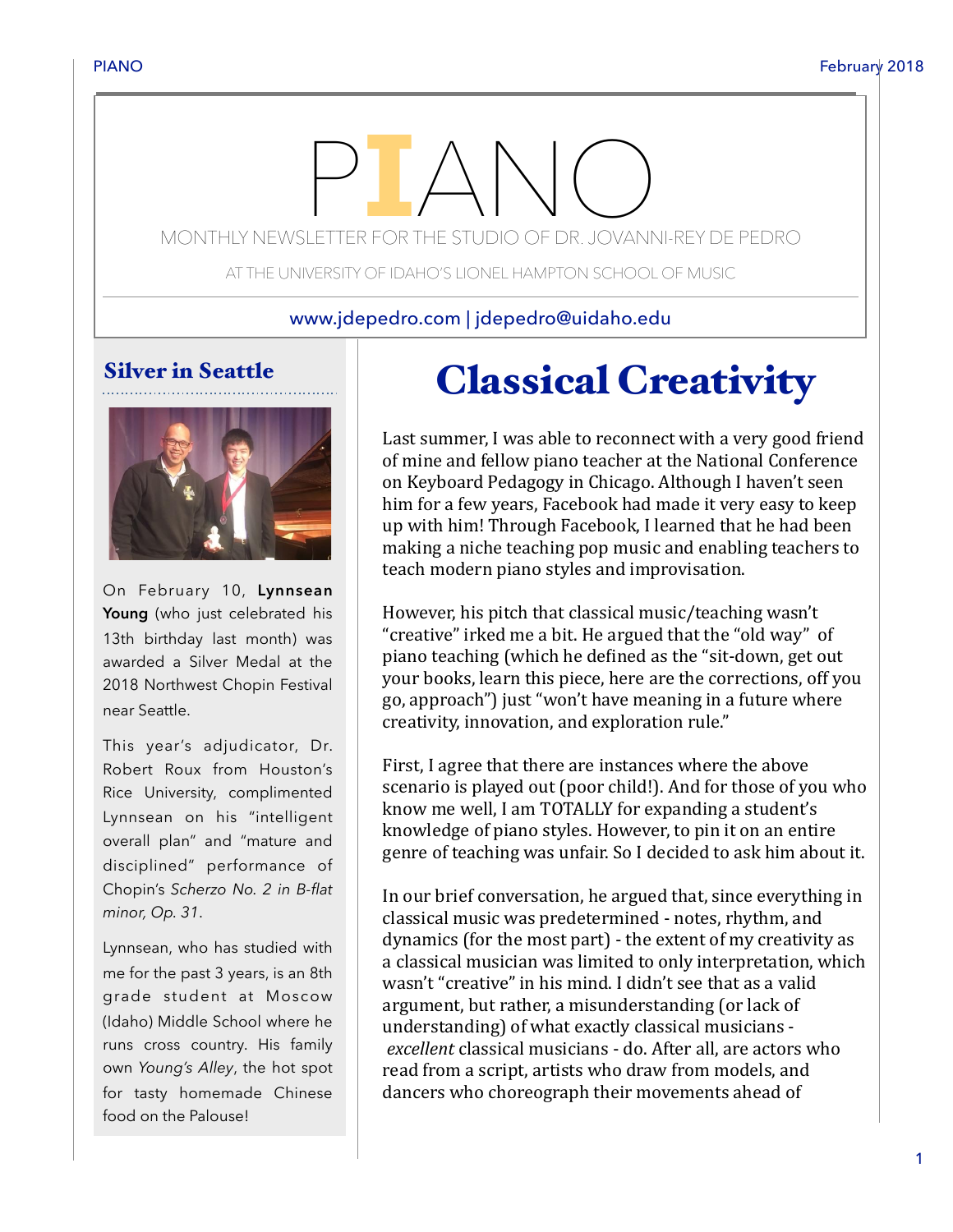# PIANO

MONTHLY NEWSLETTER FOR THE STUDIO OF DR. JOVANNI-REY DE PEDRO

AT THE UNIVERSITY OF IDAHO'S LIONEL HAMPTON SCHOOL OF MUSIC

www.jdepedro.com | jdepedro@uidaho.edu

## Silver in Seattle

On February 10, **Lynnsean Young** (who just celebrated his 13th birthday last month) was awarded a Silver Medal at the 2018 Northwest Chopin Festival near Seattle.

This year's adjudicator, Dr. Robert Roux from Houston's Rice University, complimented Lynnsean on his "intelligent overall plan" and "mature and disciplined" performance of Chopin's *Scherzo No. 2 in B-flat minor, Op. 31*.

Lynnsean, who has studied with me for the past 3 years, is an 8th grade student at Moscow (Idaho) Middle School where he runs cross country. His family own *Young's Alley*, the hot spot for tasty homemade Chinese food on the Palouse!

## Classical Creativity

Last summer, I was able to reconnect with a very good friend of mine and fellow piano teacher at the National Conference on Keyboard Pedagogy in Chicago. Although I haven't seen him for a few years, Facebook had made it very easy to keep up with him! Through Facebook, I learned that he had been making a niche teaching pop music and enabling teachers to teach modern piano styles and improvisation.

However, his pitch that classical music/teaching wasn't "creative" irked me a bit. He argued that the "old way" of piano teaching (which he defined as the "sit-down, get out your books, learn this piece, here are the corrections, off you go, approach") just "won't have meaning in a future where creativity, innovation, and exploration rule."

First, I agree that there are instances where the above scenario is played out (poor child!). And for those of you who know me well, I am TOTALLY for expanding a student's knowledge of piano styles. However, to pin it on an entire genre of teaching was unfair. So I decided to ask him about it.

In our brief conversation, he argued that, since everything in classical music was predetermined - notes, rhythm, and dynamics (for the most part) - the extent of my creativity as a classical musician was limited to only interpretation, which wasn't "creative" in his mind. I didn't see that as a valid argument, but rather, a misunderstanding (or lack of understanding) of what exactly classical musicians - *excellent* classical musicians - do. After all, are actors who read from a script, artists who draw from models, and dancers who choreograph their movements ahead of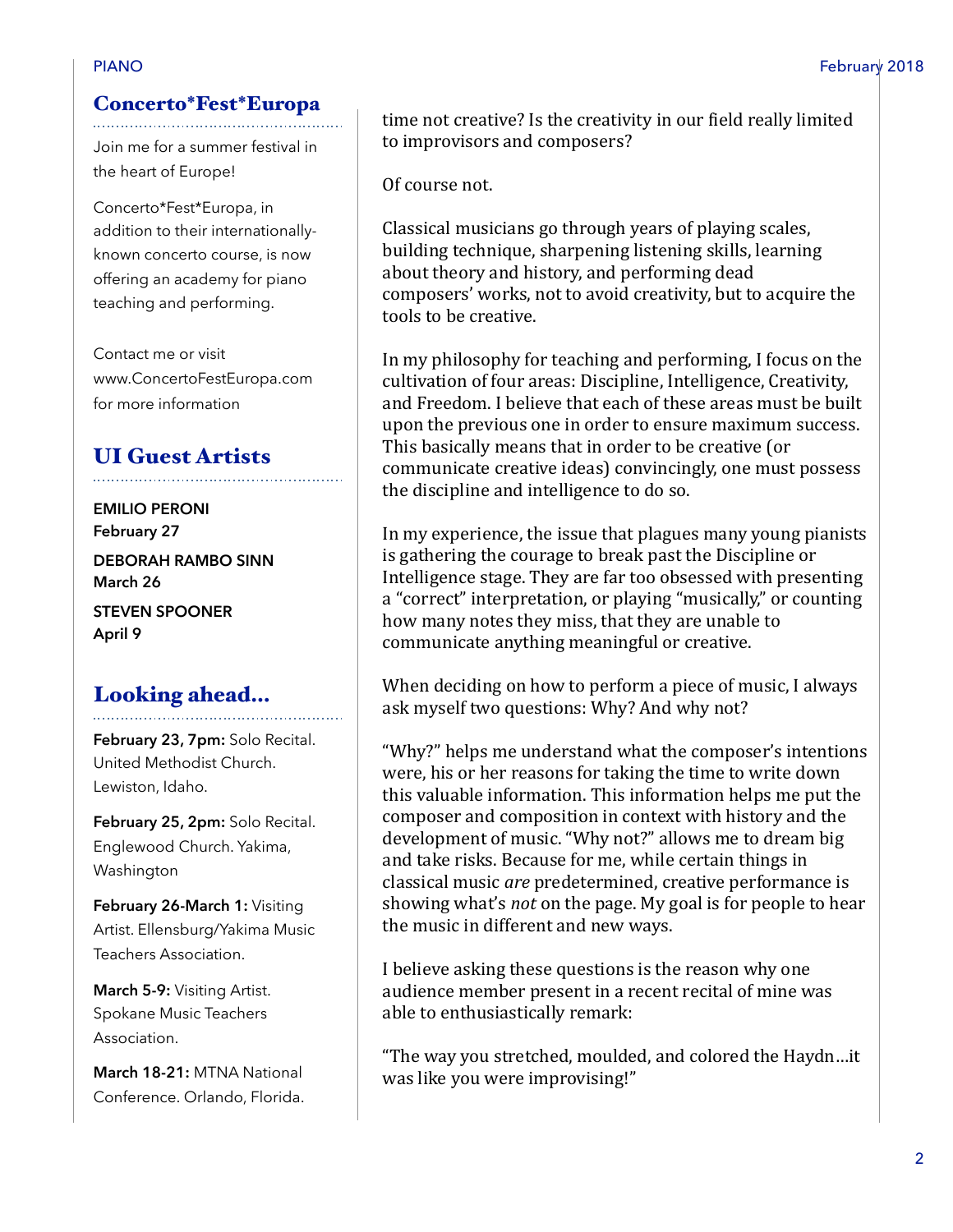## Concerto*Fest*Europa

Join me for a summer festival in the heart of Europe!

Concerto*Fest*Europa, in addition to their internationally-known concerto course, is now offering an academy for piano teaching and performing.

Contact me or visit www.ConcertoFestEuropa.com for more information

## UI Guest Artists

**EMILIO PERONI**
**February 27**

**DEBORAH RAMBO SINN**
**March 26**

**STEVEN SPOONER**
**April 9**

## Looking ahead...

**February 23, 7pm:** Solo Recital. United Methodist Church. Lewiston, Idaho.

**February 25, 2pm:** Solo Recital. Englewood Church. Yakima, Washington

**February 26-March 1:** Visiting Artist. Ellensburg/Yakima Music Teachers Association.

**March 5-9:** Visiting Artist. Spokane Music Teachers Association.

**March 18-21:** MTNA National Conference. Orlando, Florida.

time not creative? Is the creativity in our field really limited to improvisors and composers?

Of course not.

Classical musicians go through years of playing scales, building technique, sharpening listening skills, learning about theory and history, and performing dead composers' works, not to avoid creativity, but to acquire the tools to be creative.

In my philosophy for teaching and performing, I focus on the cultivation of four areas: Discipline, Intelligence, Creativity, and Freedom. I believe that each of these areas must be built upon the previous one in order to ensure maximum success. This basically means that in order to be creative (or communicate creative ideas) convincingly, one must possess the discipline and intelligence to do so.

In my experience, the issue that plagues many young pianists is gathering the courage to break past the Discipline or Intelligence stage. They are far too obsessed with presenting a "correct" interpretation, or playing "musically," or counting how many notes they miss, that they are unable to communicate anything meaningful or creative.

When deciding on how to perform a piece of music, I always ask myself two questions: Why? And why not?

"Why?" helps me understand what the composer's intentions were, his or her reasons for taking the time to write down this valuable information. This information helps me put the composer and composition in context with history and the development of music. "Why not?" allows me to dream big and take risks. Because for me, while certain things in classical music *are* predetermined, creative performance is showing what's *not* on the page. My goal is for people to hear the music in different and new ways.

I believe asking these questions is the reason why one audience member present in a recent recital of mine was able to enthusiastically remark:

"The way you stretched, moulded, and colored the Haydn...it was like you were improvising!"